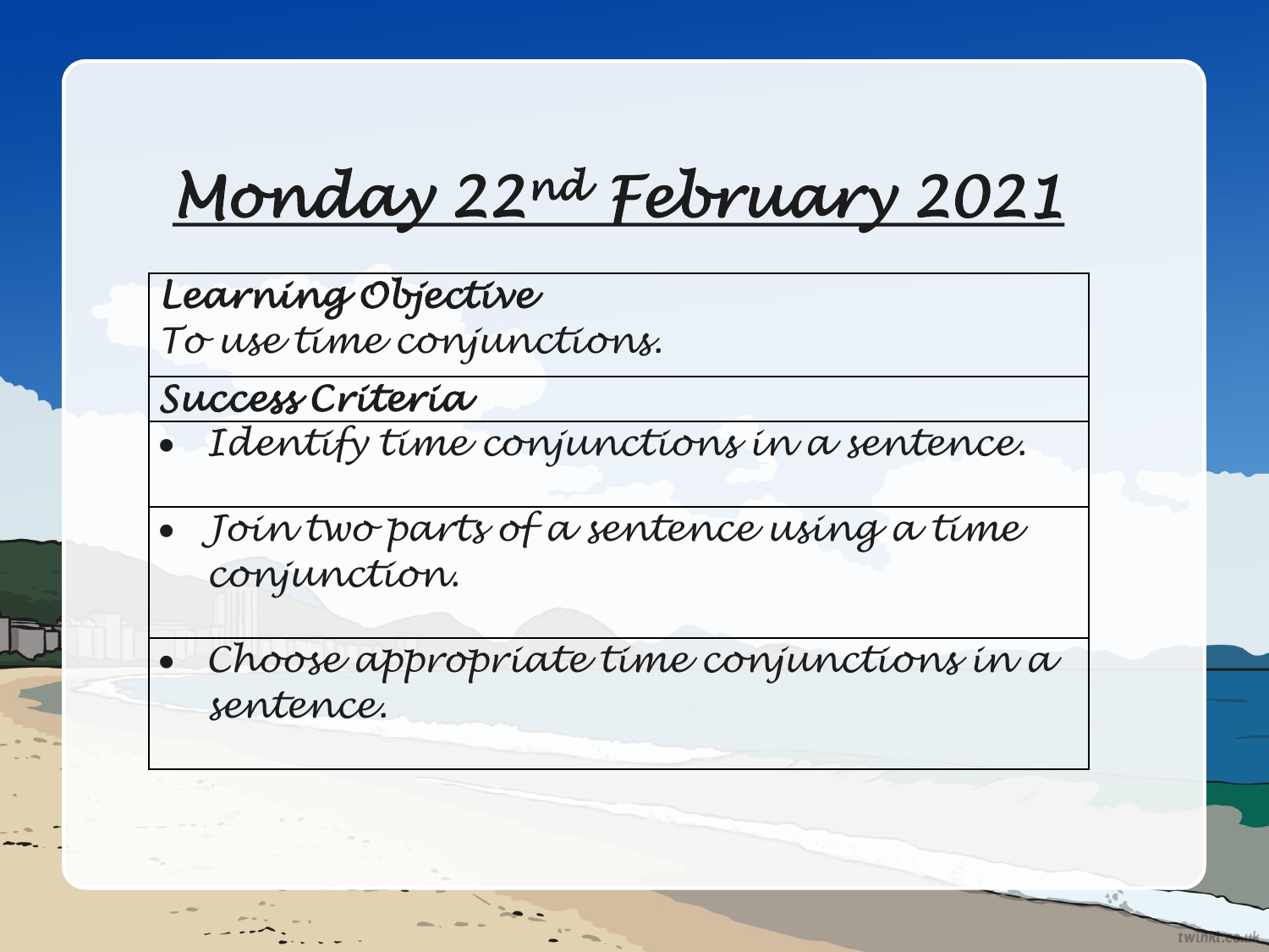# Monday 22nd February 2021

| |
|---|
| **Learning Objective**<br>To use time conjunctions. |
| **Success Criteria** |
| • Identify time conjunctions in a sentence. |
| • Join two parts of a sentence using a time conjunction. |
| • Choose appropriate time conjunctions in a sentence. |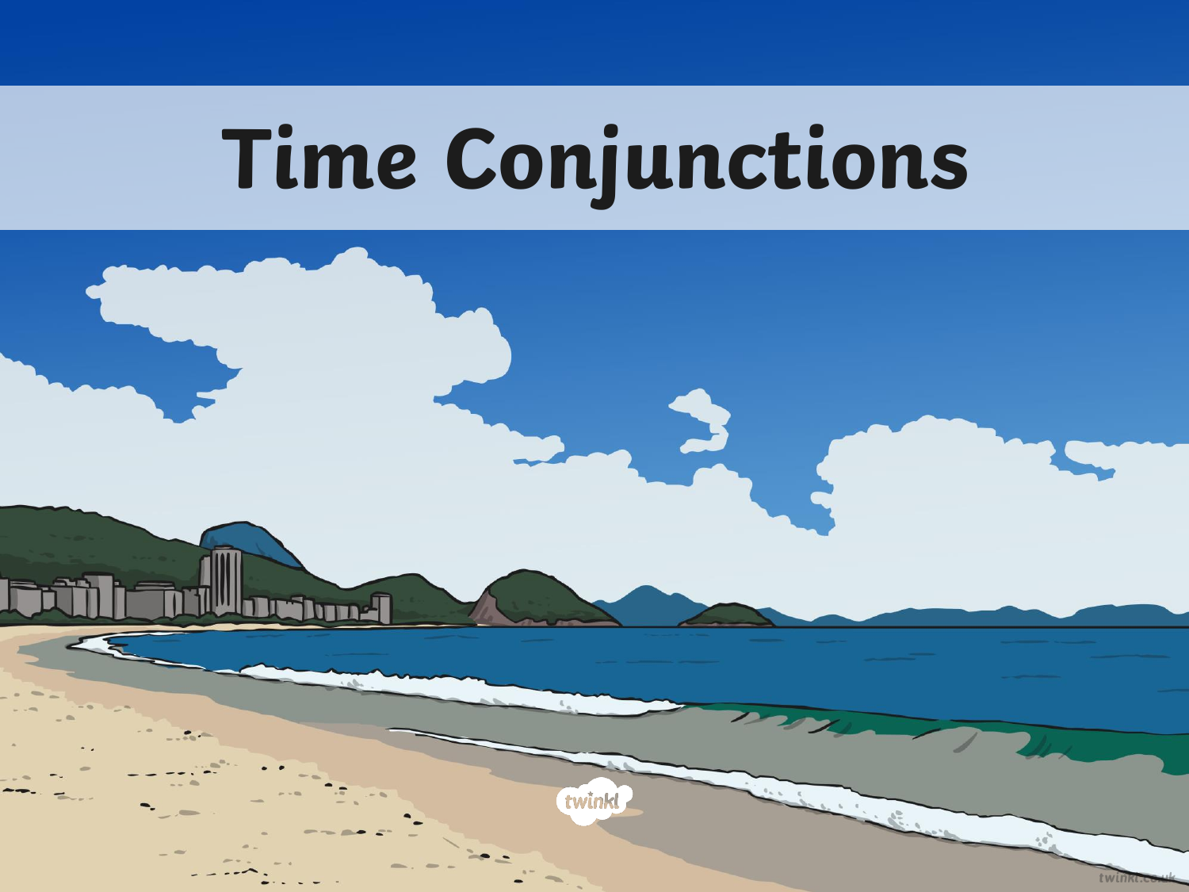# Time Conjunctions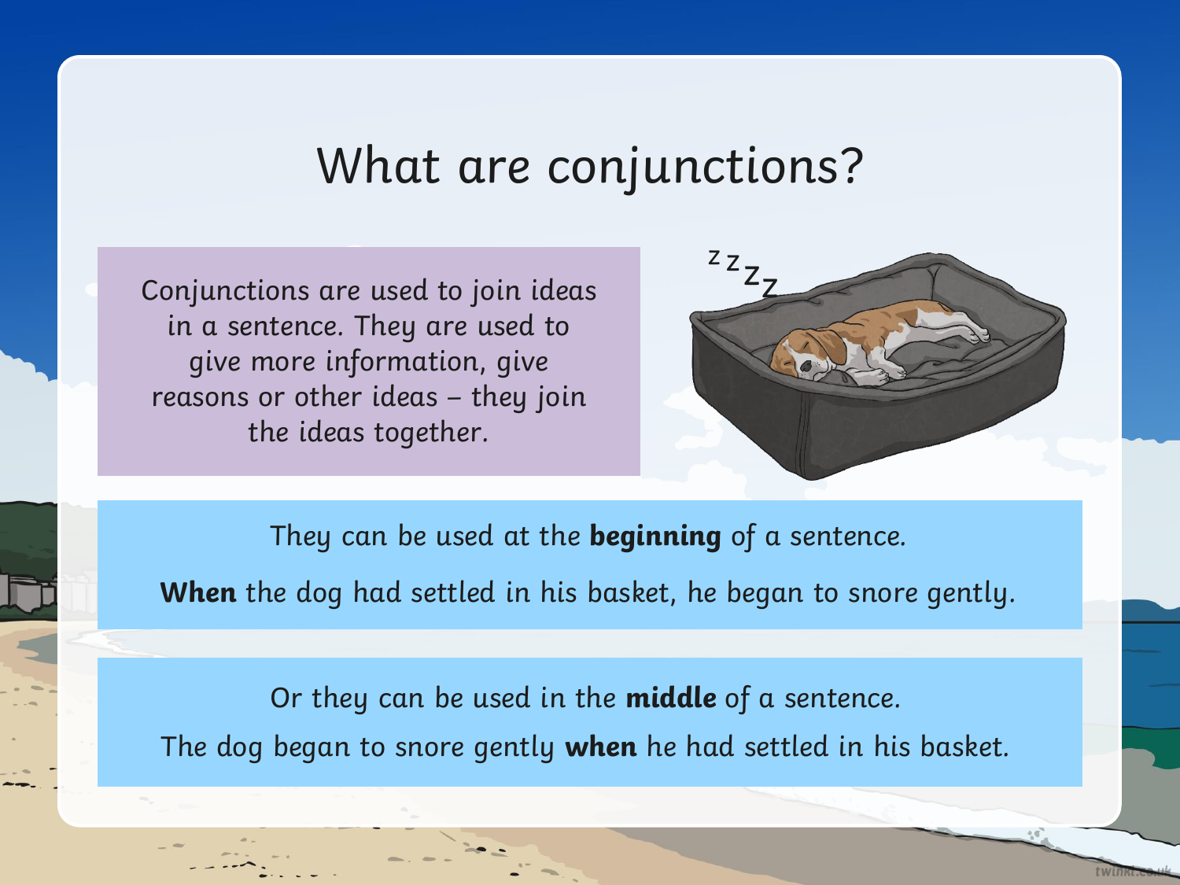# What are conjunctions?

Conjunctions are used to join ideas in a sentence. They are used to give more information, give reasons or other ideas – they join the ideas together.

They can be used at the **beginning** of a sentence.

**When** the dog had settled in his basket, he began to snore gently.

Or they can be used in the **middle** of a sentence.

The dog began to snore gently **when** he had settled in his basket.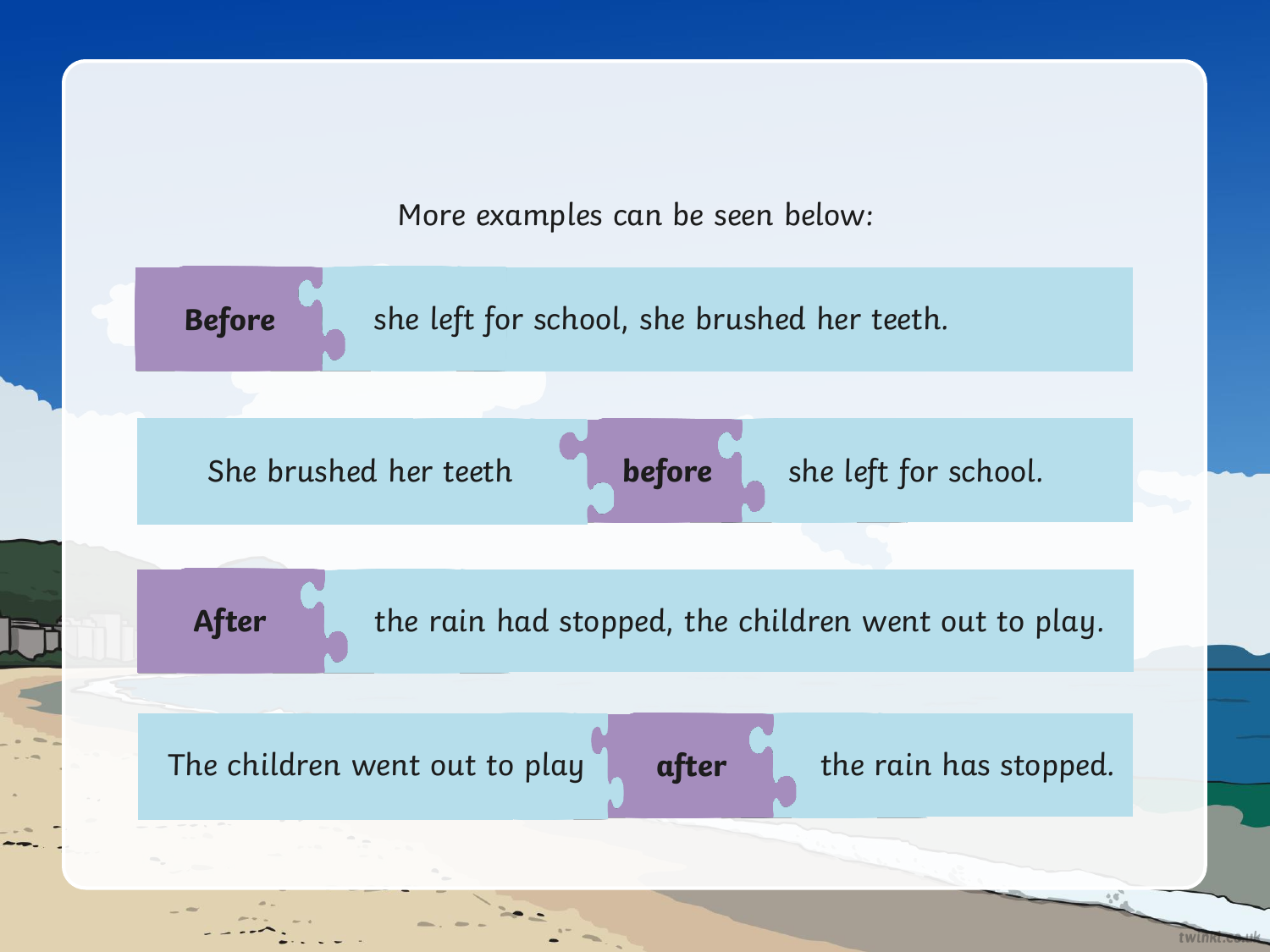More examples can be seen below:

**Before** she left for school, she brushed her teeth.

She brushed her teeth **before** she left for school.

**After** the rain had stopped, the children went out to play.

The children went out to play **after** the rain has stopped.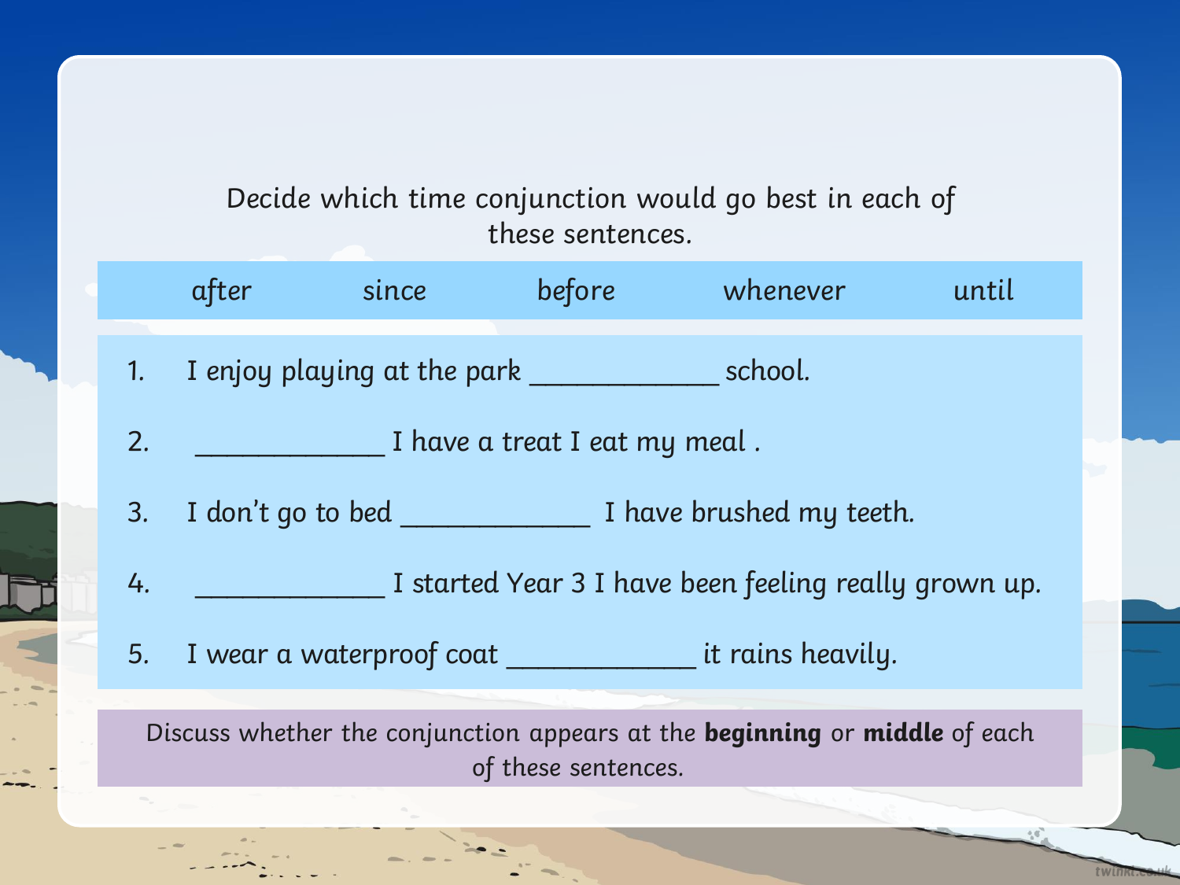Decide which time conjunction would go best in each of these sentences.

| | | | | |
|---|---|---|---|---|
| after | since | before | whenever | until |

1. I enjoy playing at the park ____________ school.
2. ____________ I have a treat I eat my meal .
3. I don't go to bed ____________ I have brushed my teeth.
4. ____________ I started Year 3 I have been feeling really grown up.
5. I wear a waterproof coat ____________ it rains heavily.

Discuss whether the conjunction appears at the **beginning** or **middle** of each of these sentences.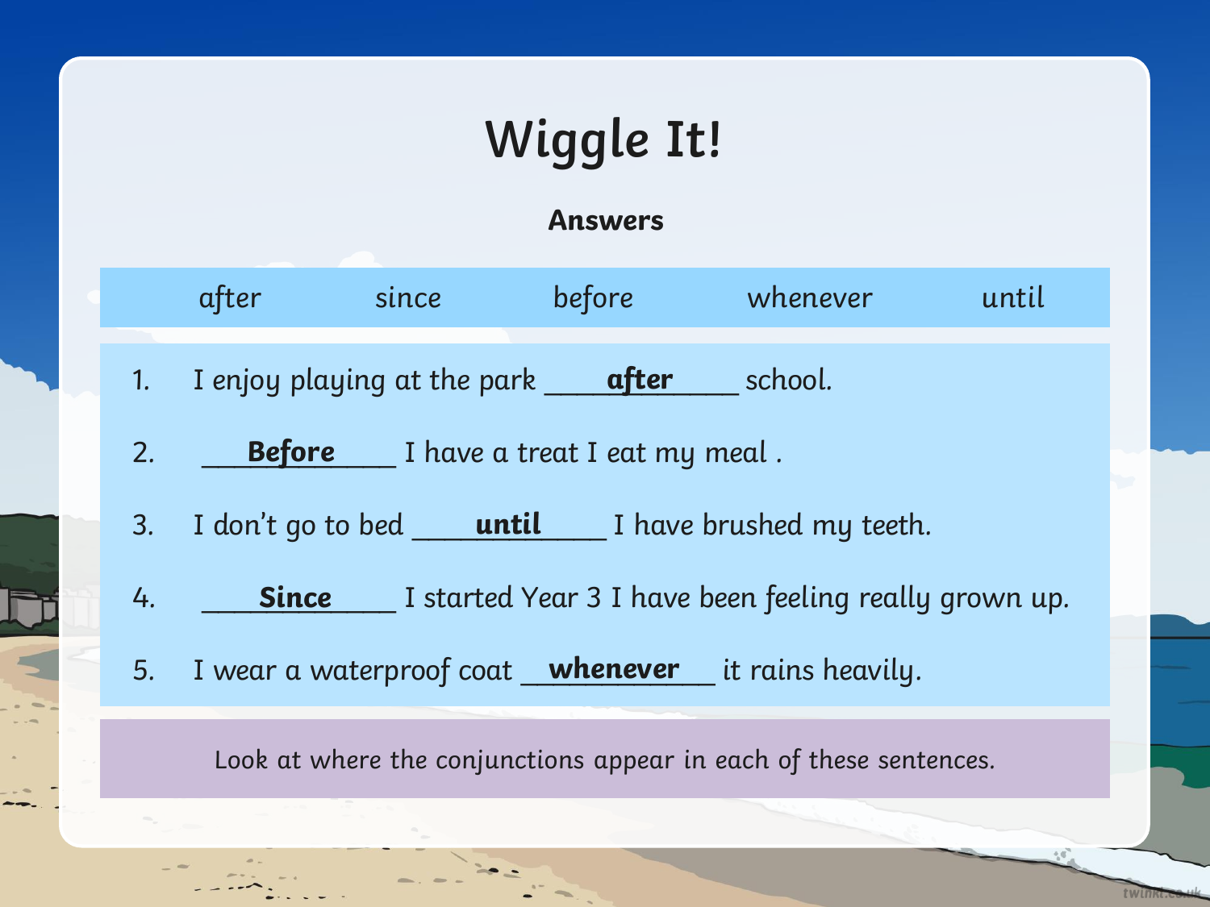# Wiggle It!

**Answers**

after since before whenever until

1. I enjoy playing at the park ___**after**___ school.
2. ___**Before**___ I have a treat I eat my meal .
3. I don't go to bed ___**until**___ I have brushed my teeth.
4. ___**Since**___ I started Year 3 I have been feeling really grown up.
5. I wear a waterproof coat ___**whenever**___ it rains heavily.

Look at where the conjunctions appear in each of these sentences.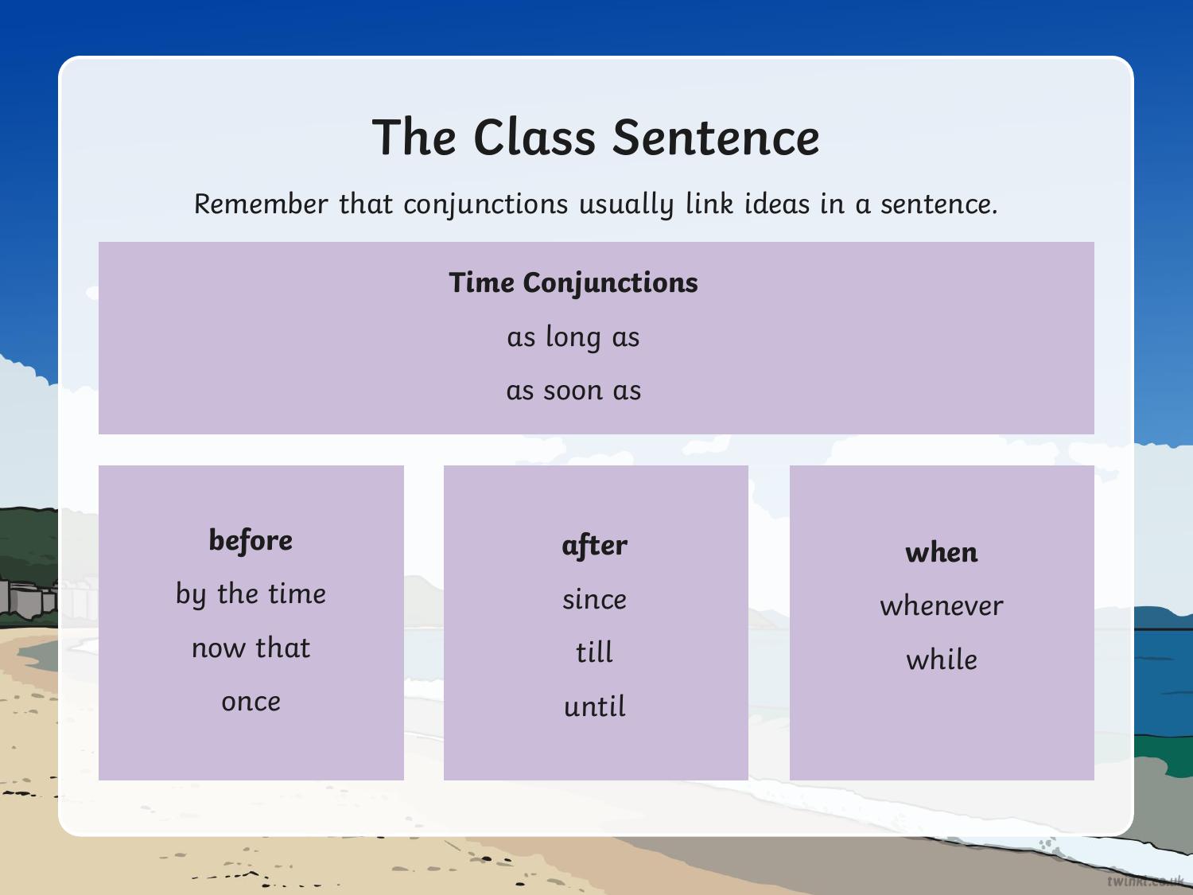# The Class Sentence

Remember that conjunctions usually link ideas in a sentence.

**Time Conjunctions**

as long as

as soon as

**before**

by the time

now that

once

**after**

since

till

until

**when**

whenever

while